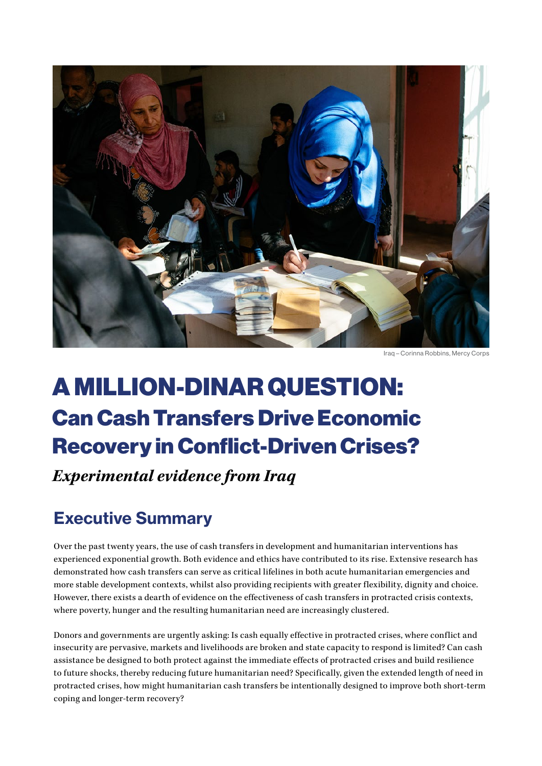Iraq – Corinna Robbins, Mercy Corps

# A MILLION-DINAR QUESTION: Can Cash Transfers Drive Economic Recovery in Conflict-Driven Crises?

*Experimental evidence from Iraq*

## Executive Summary

Over the past twenty years, the use of cash transfers in development and humanitarian interventions has experienced exponential growth. Both evidence and ethics have contributed to its rise. Extensive research has demonstrated how cash transfers can serve as critical lifelines in both acute humanitarian emergencies and more stable development contexts, whilst also providing recipients with greater flexibility, dignity and choice. However, there exists a dearth of evidence on the effectiveness of cash transfers in protracted crisis contexts, where poverty, hunger and the resulting humanitarian need are increasingly clustered.

Donors and governments are urgently asking: Is cash equally effective in protracted crises, where conflict and insecurity are pervasive, markets and livelihoods are broken and state capacity to respond is limited? Can cash assistance be designed to both protect against the immediate effects of protracted crises and build resilience to future shocks, thereby reducing future humanitarian need? Specifically, given the extended length of need in protracted crises, how might humanitarian cash transfers be intentionally designed to improve both short-term coping and longer-term recovery?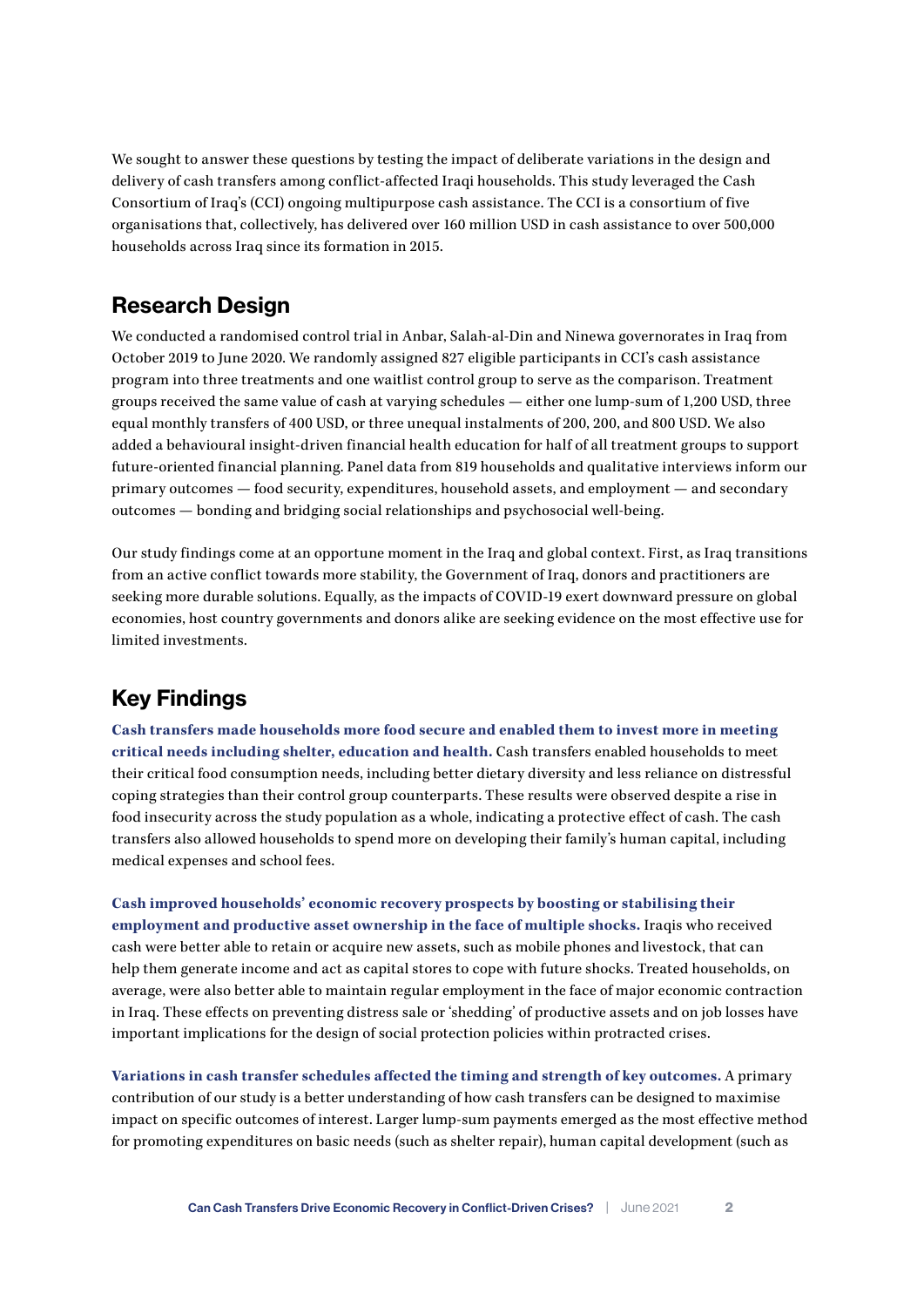We sought to answer these questions by testing the impact of deliberate variations in the design and delivery of cash transfers among conflict-affected Iraqi households. This study leveraged the Cash Consortium of Iraq's (CCI) ongoing multipurpose cash assistance. The CCI is a consortium of five organisations that, collectively, has delivered over 160 million USD in cash assistance to over 500,000 households across Iraq since its formation in 2015.

## Research Design

We conducted a randomised control trial in Anbar, Salah-al-Din and Ninewa governorates in Iraq from October 2019 to June 2020. We randomly assigned 827 eligible participants in CCI's cash assistance program into three treatments and one waitlist control group to serve as the comparison. Treatment groups received the same value of cash at varying schedules — either one lump-sum of 1,200 USD, three equal monthly transfers of 400 USD, or three unequal instalments of 200, 200, and 800 USD. We also added a behavioural insight-driven financial health education for half of all treatment groups to support future-oriented financial planning. Panel data from 819 households and qualitative interviews inform our primary outcomes — food security, expenditures, household assets, and employment — and secondary outcomes — bonding and bridging social relationships and psychosocial well-being.

Our study findings come at an opportune moment in the Iraq and global context. First, as Iraq transitions from an active conflict towards more stability, the Government of Iraq, donors and practitioners are seeking more durable solutions. Equally, as the impacts of COVID-19 exert downward pressure on global economies, host country governments and donors alike are seeking evidence on the most effective use for limited investments.

## Key Findings

**Cash transfers made households more food secure and enabled them to invest more in meeting critical needs including shelter, education and health.** Cash transfers enabled households to meet their critical food consumption needs, including better dietary diversity and less reliance on distressful coping strategies than their control group counterparts. These results were observed despite a rise in food insecurity across the study population as a whole, indicating a protective effect of cash. The cash transfers also allowed households to spend more on developing their family's human capital, including medical expenses and school fees.

**Cash improved households' economic recovery prospects by boosting or stabilising their employment and productive asset ownership in the face of multiple shocks.** Iraqis who received cash were better able to retain or acquire new assets, such as mobile phones and livestock, that can help them generate income and act as capital stores to cope with future shocks. Treated households, on average, were also better able to maintain regular employment in the face of major economic contraction in Iraq. These effects on preventing distress sale or 'shedding' of productive assets and on job losses have important implications for the design of social protection policies within protracted crises.

**Variations in cash transfer schedules affected the timing and strength of key outcomes.** A primary contribution of our study is a better understanding of how cash transfers can be designed to maximise impact on specific outcomes of interest. Larger lump-sum payments emerged as the most effective method for promoting expenditures on basic needs (such as shelter repair), human capital development (such as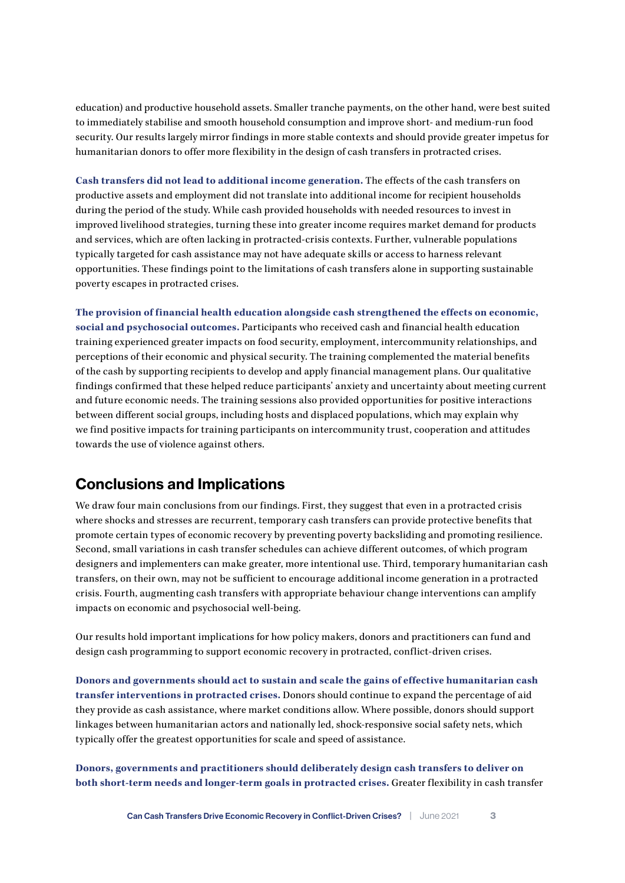education) and productive household assets. Smaller tranche payments, on the other hand, were best suited to immediately stabilise and smooth household consumption and improve short- and medium-run food security. Our results largely mirror findings in more stable contexts and should provide greater impetus for humanitarian donors to offer more flexibility in the design of cash transfers in protracted crises.

**Cash transfers did not lead to additional income generation.** The effects of the cash transfers on productive assets and employment did not translate into additional income for recipient households during the period of the study. While cash provided households with needed resources to invest in improved livelihood strategies, turning these into greater income requires market demand for products and services, which are often lacking in protracted-crisis contexts. Further, vulnerable populations typically targeted for cash assistance may not have adequate skills or access to harness relevant opportunities. These findings point to the limitations of cash transfers alone in supporting sustainable poverty escapes in protracted crises.

**The provision of financial health education alongside cash strengthened the effects on economic, social and psychosocial outcomes.** Participants who received cash and financial health education training experienced greater impacts on food security, employment, intercommunity relationships, and perceptions of their economic and physical security. The training complemented the material benefits of the cash by supporting recipients to develop and apply financial management plans. Our qualitative findings confirmed that these helped reduce participants' anxiety and uncertainty about meeting current and future economic needs. The training sessions also provided opportunities for positive interactions between different social groups, including hosts and displaced populations, which may explain why we find positive impacts for training participants on intercommunity trust, cooperation and attitudes towards the use of violence against others.

## Conclusions and Implications

We draw four main conclusions from our findings. First, they suggest that even in a protracted crisis where shocks and stresses are recurrent, temporary cash transfers can provide protective benefits that promote certain types of economic recovery by preventing poverty backsliding and promoting resilience. Second, small variations in cash transfer schedules can achieve different outcomes, of which program designers and implementers can make greater, more intentional use. Third, temporary humanitarian cash transfers, on their own, may not be sufficient to encourage additional income generation in a protracted crisis. Fourth, augmenting cash transfers with appropriate behaviour change interventions can amplify impacts on economic and psychosocial well-being.

Our results hold important implications for how policy makers, donors and practitioners can fund and design cash programming to support economic recovery in protracted, conflict-driven crises.

**Donors and governments should act to sustain and scale the gains of effective humanitarian cash transfer interventions in protracted crises.** Donors should continue to expand the percentage of aid they provide as cash assistance, where market conditions allow. Where possible, donors should support linkages between humanitarian actors and nationally led, shock-responsive social safety nets, which typically offer the greatest opportunities for scale and speed of assistance.

**Donors, governments and practitioners should deliberately design cash transfers to deliver on both short-term needs and longer-term goals in protracted crises.** Greater flexibility in cash transfer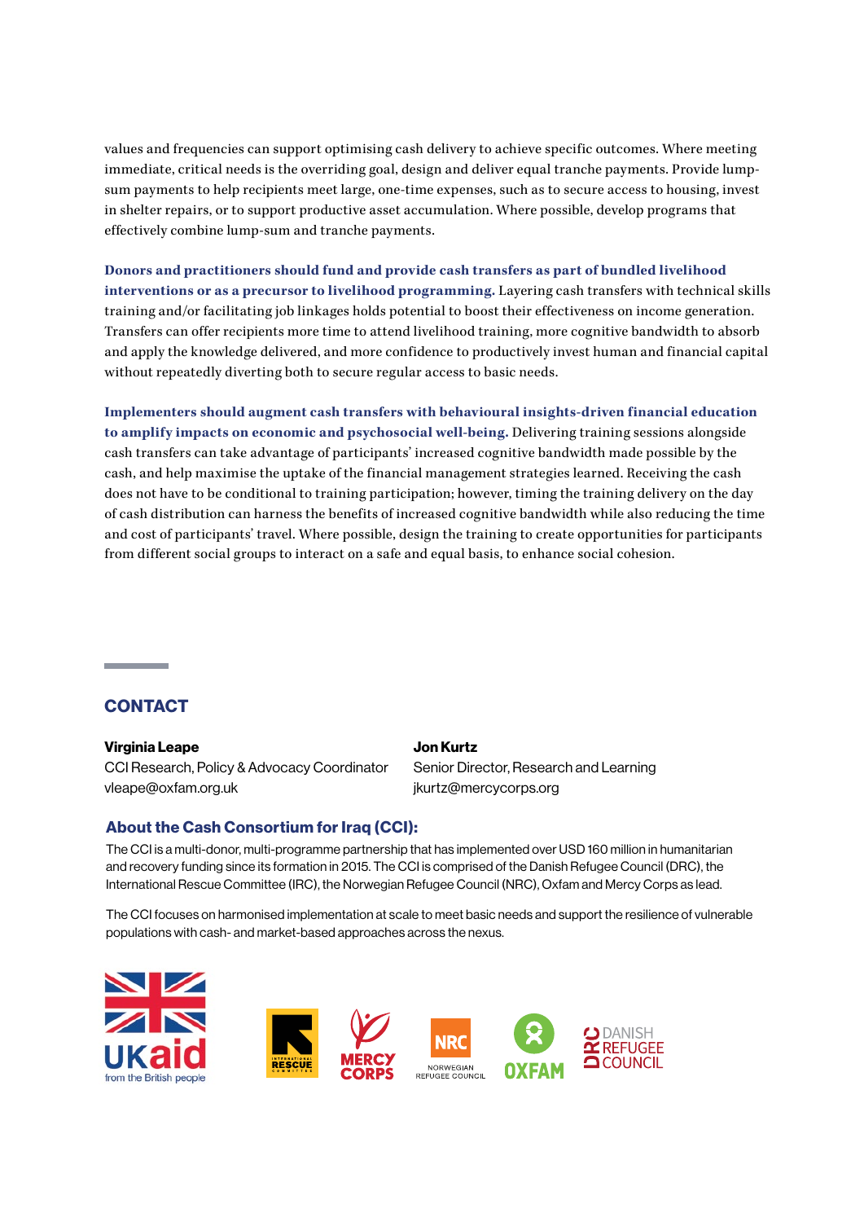values and frequencies can support optimising cash delivery to achieve specific outcomes. Where meeting immediate, critical needs is the overriding goal, design and deliver equal tranche payments. Provide lump-sum payments to help recipients meet large, one-time expenses, such as to secure access to housing, invest in shelter repairs, or to support productive asset accumulation. Where possible, develop programs that effectively combine lump-sum and tranche payments.

**Donors and practitioners should fund and provide cash transfers as part of bundled livelihood interventions or as a precursor to livelihood programming.** Layering cash transfers with technical skills training and/or facilitating job linkages holds potential to boost their effectiveness on income generation. Transfers can offer recipients more time to attend livelihood training, more cognitive bandwidth to absorb and apply the knowledge delivered, and more confidence to productively invest human and financial capital without repeatedly diverting both to secure regular access to basic needs.

**Implementers should augment cash transfers with behavioural insights-driven financial education to amplify impacts on economic and psychosocial well-being.** Delivering training sessions alongside cash transfers can take advantage of participants' increased cognitive bandwidth made possible by the cash, and help maximise the uptake of the financial management strategies learned. Receiving the cash does not have to be conditional to training participation; however, timing the training delivery on the day of cash distribution can harness the benefits of increased cognitive bandwidth while also reducing the time and cost of participants' travel. Where possible, design the training to create opportunities for participants from different social groups to interact on a safe and equal basis, to enhance social cohesion.

## CONTACT

**Virginia Leape**
CCI Research, Policy & Advocacy Coordinator
vleape@oxfam.org.uk

**Jon Kurtz**
Senior Director, Research and Learning
jkurtz@mercycorps.org

### About the Cash Consortium for Iraq (CCI):

The CCI is a multi-donor, multi-programme partnership that has implemented over USD 160 million in humanitarian and recovery funding since its formation in 2015. The CCI is comprised of the Danish Refugee Council (DRC), the International Rescue Committee (IRC), the Norwegian Refugee Council (NRC), Oxfam and Mercy Corps as lead.

The CCI focuses on harmonised implementation at scale to meet basic needs and support the resilience of vulnerable populations with cash- and market-based approaches across the nexus.

UKaid from the British people

INTERNATIONAL RESCUE COMMITTEE

MERCY CORPS

NRC NORWEGIAN REFUGEE COUNCIL

OXFAM

DRC DANISH REFUGEE COUNCIL